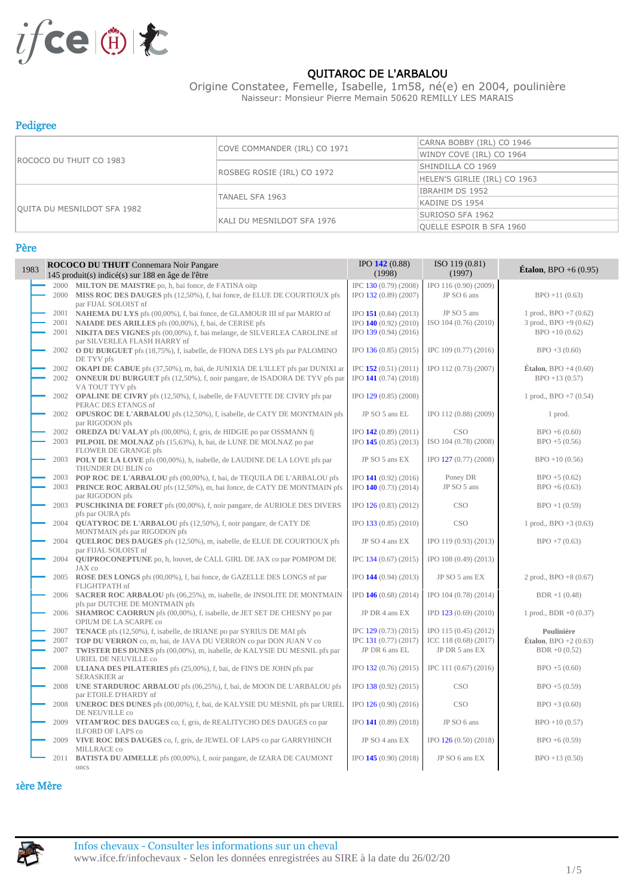# QUITAROC DE L'ARBALOU

Origine Constatee, Femelle, Isabelle, 1m58, né(e) en 2004, poulinière

Naisseur: Monsieur Pierre Memain 50620 REMILLY LES MARAIS

## Pedigree

| | | |
|---|---|---|
| ROCOCO DU THUIT CO 1983 | COVE COMMANDER (IRL) CO 1971 | CARNA BOBBY (IRL) CO 1946 |
| | | WINDY COVE (IRL) CO 1964 |
| | ROSBEG ROSIE (IRL) CO 1972 | SHINDILLA CO 1969 |
| | | HELEN'S GIRLIE (IRL) CO 1963 |
| QUITA DU MESNILDOT SFA 1982 | TANAEL SFA 1963 | IBRAHIM DS 1952 |
| | | KADINE DS 1954 |
| | KALI DU MESNILDOT SFA 1976 | SURIOSO SFA 1962 |
| | | QUELLE ESPOIR B SFA 1960 |

## Père

| 1983 | ROCOCO DU THUIT Connemara Noir Pangare 145 produit(s) indicé(s) sur 188 en âge de l'être | IPO 142 (0.88) (1998) | ISO 119 (0.81) (1997) | **Étalon**, BPO +6 (0.95) |
|---|---|---|---|---|
| 2000 | **MILTON DE MAISTRE** po, h, bai fonce, de FATINA oitp | IPC 130 (0.79) (2008) | IPO 116 (0.90) (2009) | |
| 2000 | **MISS ROC DES DAUGES** pfs (12,50%), f, bai fonce, de ELUE DE COURTIOUX pfs par FIJAL SOLOIST nf | IPO 132 (0.89) (2007) | JP SO 6 ans | BPO +11 (0.63) |
| 2001 | **NAHEMA DU LYS** pfs (00,00%), f, bai fonce, de GLAMOUR III nf par MARIO nf | IPO 151 (0.84) (2013) | JP SO 5 ans | 1 prod., BPO +7 (0.62) |
| 2001 | **NAIADE DES ARILLES** pfs (00,00%), f, bai, de CERISE pfs | IPO 140 (0.92) (2010) | ISO 104 (0.76) (2010) | 3 prod., BPO +9 (0.62) |
| 2001 | **NIKITA DES VIGNES** pfs (00,00%), f, bai melange, de SILVERLEA CAROLINE nf par SILVERLEA FLASH HARRY nf | IPO 139 (0.94) (2016) | | BPO +10 (0.62) |
| 2002 | **O DU BURGUET** pfs (18,75%), f, isabelle, de FIONA DES LYS pfs par PALOMINO DE TYV pfs | IPO 136 (0.85) (2015) | IPC 109 (0.77) (2016) | BPO +3 (0.60) |
| 2002 | **OKAPI DE CABUE** pfs (37,50%), m, bai, de JUNIXIA DE L'ILLET pfs par DUNIXI ar | IPC 152 (0.51) (2011) | IPO 112 (0.73) (2007) | **Étalon**, BPO +4 (0.60) |
| 2002 | **ONNEUR DU BURGUET** pfs (12,50%), f, noir pangare, de ISADORA DE TYV pfs par VA TOUT TYV pfs | IPO 141 (0.74) (2018) | | BPO +13 (0.57) |
| 2002 | **OPALINE DE CIVRY** pfs (12,50%), f, isabelle, de FAUVETTE DE CIVRY pfs par PERAC DES ETANGS nf | IPO 129 (0.85) (2008) | | 1 prod., BPO +7 (0.54) |
| 2002 | **OPUSROC DE L'ARBALOU** pfs (12,50%), f, isabelle, de CATY DE MONTMAIN pfs par RIGODON pfs | JP SO 5 ans EL | IPO 112 (0.88) (2009) | 1 prod. |
| 2002 | **OREDZA DU VALAY** pfs (00,00%), f, gris, de HIDGIE po par OSSMANN fj | IPO 142 (0.89) (2011) | CSO | BPO +6 (0.60) |
| 2003 | **PILPOIL DE MOLNAZ** pfs (15,63%), h, bai, de LUNE DE MOLNAZ po par FLOWER DE GRANGE pfs | IPO 145 (0.85) (2013) | ISO 104 (0.78) (2008) | BPO +5 (0.56) |
| 2003 | **POLY DE LA LOVE** pfs (00,00%), h, isabelle, de LAUDINE DE LA LOVE pfs par THUNDER DU BLIN co | JP SO 5 ans EX | IPO 127 (0.77) (2008) | BPO +10 (0.56) |
| 2003 | **POP ROC DE L'ARBALOU** pfs (00,00%), f, bai, de TEQUILA DE L'ARBALOU pfs | IPO 141 (0.92) (2016) | Poney DR | BPO +5 (0.62) |
| 2003 | **PRINCE ROC ARBALOU** pfs (12,50%), m, bai fonce, de CATY DE MONTMAIN pfs par RIGODON pfs | IPO 140 (0.73) (2014) | JP SO 5 ans | BPO +6 (0.63) |
| 2003 | **PUSCHKINIA DE FORET** pfs (00,00%), f, noir pangare, de AURIOLE DES DIVERS pfs par OURA pfs | IPO 126 (0.83) (2012) | CSO | BPO +1 (0.59) |
| 2004 | **QUATYROC DE L'ARBALOU** pfs (12,50%), f, noir pangare, de CATY DE MONTMAIN pfs par RIGODON pfs | IPO 133 (0.85) (2010) | CSO | 1 prod., BPO +3 (0.63) |
| 2004 | **QUELROC DES DAUGES** pfs (12,50%), m, isabelle, de ELUE DE COURTIOUX pfs par FIJAL SOLOIST nf | JP SO 4 ans EX | IPO 119 (0.93) (2013) | BPO +7 (0.63) |
| 2004 | **QUIPROCONEPTUNE** po, h, louvet, de CALL GIRL DE JAX co par POMPOM DE JAX co | IPC 134 (0.67) (2015) | IPO 108 (0.49) (2013) | |
| 2005 | **ROSE DES LONGS** pfs (00,00%), f, bai fonce, de GAZELLE DES LONGS nf par FLIGHTPATH nf | IPO 144 (0.94) (2013) | JP SO 5 ans EX | 2 prod., BPO +8 (0.67) |
| 2006 | **SACRER ROC ARBALOU** pfs (06,25%), m, isabelle, de INSOLITE DE MONTMAIN pfs par DUTCHE DE MONTMAIN pfs | IPD 146 (0.68) (2014) | IPO 104 (0.78) (2014) | BDR +1 (0.48) |
| 2006 | **SHAMROC CAORRUN** pfs (00,00%), f, isabelle, de JET SET DE CHESNY po par OPIUM DE LA SCARPE co | JP DR 4 ans EX | IPD 123 (0.69) (2010) | 1 prod., BDR +0 (0.37) |
| 2007 | **TENACE** pfs (12,50%), f, isabelle, de IRIANE po par SYRIUS DE MAI pfs | IPC 129 (0.73) (2015) | IPO 115 (0.45) (2012) | **Poulinière** |
| 2007 | **TOP DU VERRON** co, m, bai, de JAVA DU VERRON co par DON JUAN V co | IPC 131 (0.77) (2017) | ICC 118 (0.68) (2017) | **Étalon**, BPO +2 (0.63) |
| 2007 | **TWISTER DES DUNES** pfs (00,00%), m, isabelle, de KALYSIE DU MESNIL pfs par URIEL DE NEUVILLE co | JP DR 6 ans EL | JP DR 5 ans EX | BDR +0 (0.52) |
| 2008 | **ULIANA DES PILATERIES** pfs (25,00%), f, bai, de FIN'S DE JOHN pfs par SERASKIER ar | IPO 132 (0.76) (2015) | IPC 111 (0.67) (2016) | BPO +5 (0.60) |
| 2008 | **UNE STARDUROC ARBALOU** pfs (06,25%), f, bai, de MOON DE L'ARBALOU pfs par ETOILE D'HARDY nf | IPO 138 (0.92) (2015) | CSO | BPO +5 (0.59) |
| 2008 | **UNEROC DES DUNES** pfs (00,00%), f, bai, de KALYSIE DU MESNIL pfs par URIEL DE NEUVILLE co | IPO 126 (0.90) (2016) | CSO | BPO +3 (0.60) |
| 2009 | **VITAM'ROC DES DAUGES** co, f, gris, de REALITYCHO DES DAUGES co par ILFORD OF LAPS co | IPO 141 (0.89) (2018) | JP SO 6 ans | BPO +10 (0.57) |
| 2009 | **VIVE ROC DES DAUGES** co, f, gris, de JEWEL OF LAPS co par GARRYHINCH MILLRACE co | JP SO 4 ans EX | IPO 126 (0.50) (2018) | BPO +6 (0.59) |
| 2011 | **BATISTA DU AIMELLE** pfs (00,00%), f, noir pangare, de IZARA DE CAUMONT oncs | IPO 145 (0.90) (2018) | JP SO 6 ans EX | BPO +13 (0.50) |

## 1ère Mère

Infos chevaux - Consulter les informations sur un cheval
www.ifce.fr/infochevaux - Selon les données enregistrées au SIRE à la date du 26/02/20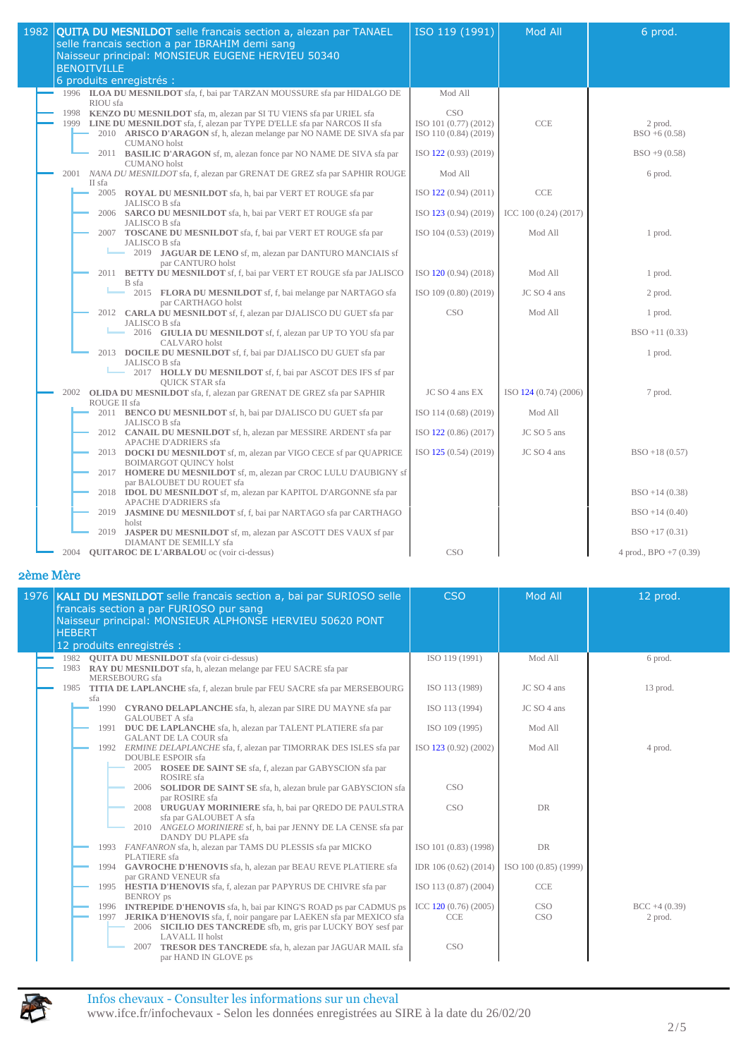| 1982 | **QUITA DU MESNILDOT** selle francais section a, alezan par TANAEL selle francais section a par IBRAHIM demi sang<br>Naisseur principal: MONSIEUR EUGENE HERVIEU 50340 BENOITVILLE<br>6 produits enregistrés : | ISO 119 (1991) | Mod All | 6 prod. |
|---|---|---|---|---|
| 1996 | **ILOA DU MESNILDOT** sfa, f, bai par TARZAN MOUSSURE sfa par HIDALGO DE RIOU sfa | Mod All | | |
| 1998 | **KENZO DU MESNILDOT** sfa, m, alezan par SI TU VIENS sfa par URIEL sfa | CSO | | |
| 1999 | **LINE DU MESNILDOT** sfa, f, alezan par TYPE D'ELLE sfa par NARCOS II sfa | ISO 101 (0.77) (2012) | CCE | 2 prod. |
| 2010 | **ARISCO D'ARAGON** sf, h, alezan melange par NO NAME DE SIVA sfa par CUMANO holst | ISO 110 (0.84) (2019) | | BSO +6 (0.58) |
| 2011 | **BASILIC D'ARAGON** sf, m, alezan fonce par NO NAME DE SIVA sfa par CUMANO holst | ISO 122 (0.93) (2019) | | BSO +9 (0.58) |
| 2001 | *NANA DU MESNILDOT* sfa, f, alezan par GRENAT DE GREZ sfa par SAPHIR ROUGE II sfa | Mod All | | 6 prod. |
| 2005 | **ROYAL DU MESNILDOT** sfa, h, bai par VERT ET ROUGE sfa par JALISCO B sfa | ISO 122 (0.94) (2011) | CCE | |
| 2006 | **SARCO DU MESNILDOT** sfa, h, bai par VERT ET ROUGE sfa par JALISCO B sfa | ISO 123 (0.94) (2019) | ICC 100 (0.24) (2017) | |
| 2007 | **TOSCANE DU MESNILDOT** sfa, f, bai par VERT ET ROUGE sfa par JALISCO B sfa | ISO 104 (0.53) (2019) | Mod All | 1 prod. |
| 2019 | **JAGUAR DE LENO** sf, m, alezan par DANTURO MANCIAIS sf par CANTURO holst | | | |
| 2011 | **BETTY DU MESNILDOT** sf, f, bai par VERT ET ROUGE sfa par JALISCO B sfa | ISO 120 (0.94) (2018) | Mod All | 1 prod. |
| 2015 | **FLORA DU MESNILDOT** sf, f, bai melange par NARTAGO sfa par CARTHAGO holst | ISO 109 (0.80) (2019) | JC SO 4 ans | 2 prod. |
| 2012 | **CARLA DU MESNILDOT** sf, f, alezan par DJALISCO DU GUET sfa par JALISCO B sfa | CSO | Mod All | 1 prod. |
| 2016 | **GIULIA DU MESNILDOT** sf, f, alezan par UP TO YOU sfa par CALVARO holst | | | BSO +11 (0.33) |
| 2013 | **DOCILE DU MESNILDOT** sf, f, bai par DJALISCO DU GUET sfa par JALISCO B sfa | | | 1 prod. |
| 2017 | **HOLLY DU MESNILDOT** sf, f, bai par ASCOT DES IFS sf par QUICK STAR sfa | | | |
| 2002 | **OLIDA DU MESNILDOT** sfa, f, alezan par GRENAT DE GREZ sfa par SAPHIR ROUGE II sfa | JC SO 4 ans EX | ISO 124 (0.74) (2006) | 7 prod. |
| 2011 | **BENCO DU MESNILDOT** sf, h, bai par DJALISCO DU GUET sfa par JALISCO B sfa | ISO 114 (0.68) (2019) | Mod All | |
| 2012 | **CANAIL DU MESNILDOT** sf, h, alezan par MESSIRE ARDENT sfa par APACHE D'ADRIERS sfa | ISO 122 (0.86) (2017) | JC SO 5 ans | |
| 2013 | **DOCKI DU MESNILDOT** sf, m, alezan par VIGO CECE sf par QUAPRICE BOIMARGOT QUINCY holst | ISO 125 (0.54) (2019) | JC SO 4 ans | BSO +18 (0.57) |
| 2017 | **HOMERE DU MESNILDOT** sf, m, alezan par CROC LULU D'AUBIGNY sf par BALOUBET DU ROUET sfa | | | |
| 2018 | **IDOL DU MESNILDOT** sf, m, alezan par KAPITOL D'ARGONNE sfa par APACHE D'ADRIERS sfa | | | BSO +14 (0.38) |
| 2019 | **JASMINE DU MESNILDOT** sf, f, bai par NARTAGO sfa par CARTHAGO holst | | | BSO +14 (0.40) |
| 2019 | **JASPER DU MESNILDOT** sf, m, alezan par ASCOTT DES VAUX sf par DIAMANT DE SEMILLY sfa | | | BSO +17 (0.31) |
| 2004 | **QUITAROC DE L'ARBALOU** oc (voir ci-dessus) | CSO | | 4 prod., BPO +7 (0.39) |

## 2ème Mère

| 1976 | **KALI DU MESNILDOT** selle francais section a, bai par SURIOSO selle francais section a par FURIOSO pur sang<br>Naisseur principal: MONSIEUR ALPHONSE HERVIEU 50620 PONT HEBERT<br>12 produits enregistrés : | CSO | Mod All | 12 prod. |
|---|---|---|---|---|
| 1982 | **QUITA DU MESNILDOT** sfa (voir ci-dessus) | ISO 119 (1991) | Mod All | 6 prod. |
| 1983 | **RAY DU MESNILDOT** sfa, h, alezan melange par FEU SACRE sfa par MERSEBOURG sfa | | | |
| 1985 | **TITIA DE LAPLANCHE** sfa, f, alezan brule par FEU SACRE sfa par MERSEBOURG sfa | ISO 113 (1989) | JC SO 4 ans | 13 prod. |
| 1990 | **CYRANO DELAPLANCHE** sfa, h, alezan par SIRE DU MAYNE sfa par GALOUBET A sfa | ISO 113 (1994) | JC SO 4 ans | |
| 1991 | **DUC DE LAPLANCHE** sfa, h, alezan par TALENT PLATIERE sfa par GALANT DE LA COUR sfa | ISO 109 (1995) | Mod All | |
| 1992 | *ERMINE DELAPLANCHE* sfa, f, alezan par TIMORRAK DES ISLES sfa par DOUBLE ESPOIR sfa | ISO 123 (0.92) (2002) | Mod All | 4 prod. |
| 2005 | **ROSEE DE SAINT SE** sfa, f, alezan par GABYSCION sfa par ROSIRE sfa | | | |
| 2006 | **SOLIDOR DE SAINT SE** sfa, h, alezan brule par GABYSCION sfa par ROSIRE sfa | CSO | | |
| 2008 | **URUGUAY MORINIERE** sfa, h, bai par QREDO DE PAULSTRA sfa par GALOUBET A sfa | CSO | DR | |
| 2010 | *ANGELO MORINIERE* sf, h, bai par JENNY DE LA CENSE sfa par DANDY DU PLAPE sfa | | | |
| 1993 | *FANFANRON* sfa, h, alezan par TAMS DU PLESSIS sfa par MICKO PLATIERE sfa | ISO 101 (0.83) (1998) | DR | |
| 1994 | **GAVROCHE D'HENOVIS** sfa, h, alezan par BEAU REVE PLATIERE sfa par GRAND VENEUR sfa | IDR 106 (0.62) (2014) | ISO 100 (0.85) (1999) | |
| 1995 | **HESTIA D'HENOVIS** sfa, f, alezan par PAPYRUS DE CHIVRE sfa par BENROY ps | ISO 113 (0.87) (2004) | CCE | |
| 1996 | **INTREPIDE D'HENOVIS** sfa, h, bai par KING'S ROAD ps par CADMUS ps | ICC 120 (0.76) (2005) | CSO | BCC +4 (0.39) |
| 1997 | **JERIKA D'HENOVIS** sfa, f, noir pangare par LAEKEN sfa par MEXICO sfa | CCE | CSO | 2 prod. |
| 2006 | **SICILIO DES TANCREDE** sfb, m, gris par LUCKY BOY sesf par LAVALL II holst | | | |
| 2007 | **TRESOR DES TANCREDE** sfa, h, alezan par JAGUAR MAIL sfa par HAND IN GLOVE ps | CSO | | |

Infos chevaux - Consulter les informations sur un cheval
www.ifce.fr/infochevaux - Selon les données enregistrées au SIRE à la date du 26/02/20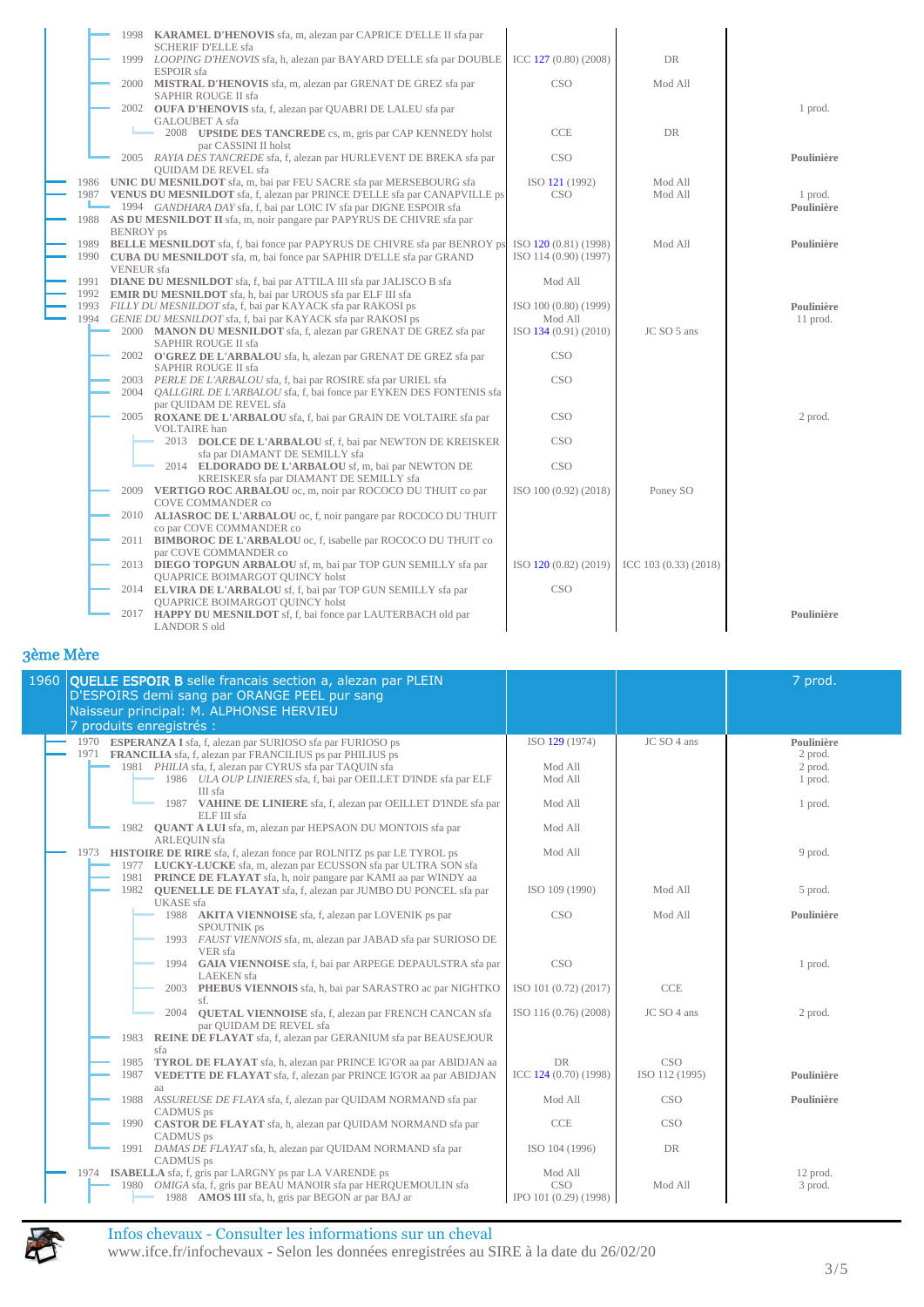| Année | Cheval | Résultats | Résultats | Production |
|---|---|---|---|---|
| 1998 | **KARAMEL D'HENOVIS** sfa, m, alezan par CAPRICE D'ELLE II sfa par SCHERIF D'ELLE sfa | | | |
| 1999 | *LOOPING D'HENOVIS* sfa, h, alezan par BAYARD D'ELLE sfa par DOUBLE ESPOIR sfa | ICC 127 (0.80) (2008) | DR | |
| 2000 | **MISTRAL D'HENOVIS** sfa, m, alezan par GRENAT DE GREZ sfa par SAPHIR ROUGE II sfa | CSO | Mod All | |
| 2002 | **OUFA D'HENOVIS** sfa, f, alezan par QUABRI DE LALEU sfa par GALOUBET A sfa | | | 1 prod. |
| 2008 | **UPSIDE DES TANCREDE** cs, m, gris par CAP KENNEDY holst par CASSINI II holst | CCE | DR | |
| 2005 | *RAYIA DES TANCREDE* sfa, f, alezan par HURLEVENT DE BREKA sfa par QUIDAM DE REVEL sfa | CSO | | **Poulinière** |
| 1986 | **UNIC DU MESNILDOT** sfa, m, bai par FEU SACRE sfa par MERSEBOURG sfa | ISO 121 (1992) | Mod All | |
| 1987 | **VENUS DU MESNILDOT** sfa, f, alezan par PRINCE D'ELLE sfa par CANAPVILLE ps | CSO | Mod All | 1 prod. |
| 1994 | *GANDHARA DAY* sfa, f, bai par LOIC IV sfa par DIGNE ESPOIR sfa | | | **Poulinière** |
| 1988 | **AS DU MESNILDOT II** sfa, m, noir pangare par PAPYRUS DE CHIVRE sfa par BENROY ps | | | |
| 1989 | **BELLE MESNILDOT** sfa, f, bai fonce par PAPYRUS DE CHIVRE sfa par BENROY ps | ISO 120 (0.81) (1998) | Mod All | **Poulinière** |
| 1990 | **CUBA DU MESNILDOT** sfa, m, bai fonce par SAPHIR D'ELLE sfa par GRAND VENEUR sfa | ISO 114 (0.90) (1997) | | |
| 1991 | **DIANE DU MESNILDOT** sfa, f, bai par ATTILA III sfa par JALISCO B sfa | Mod All | | |
| 1992 | **EMIR DU MESNILDOT** sfa, h, bai par UROUS sfa par ELF III sfa | | | |
| 1993 | *FILLY DU MESNILDOT* sfa, f, bai par KAYACK sfa par RAKOSI ps | ISO 100 (0.80) (1999) | | **Poulinière** |
| 1994 | *GENIE DU MESNILDOT* sfa, f, bai par KAYACK sfa par RAKOSI ps | Mod All | | 11 prod. |
| 2000 | **MANON DU MESNILDOT** sfa, f, alezan par GRENAT DE GREZ sfa par SAPHIR ROUGE II sfa | ISO 134 (0.91) (2010) | JC SO 5 ans | |
| 2002 | **O'GREZ DE L'ARBALOU** sfa, h, alezan par GRENAT DE GREZ sfa par SAPHIR ROUGE II sfa | CSO | | |
| 2003 | *PERLE DE L'ARBALOU* sfa, f, bai par ROSIRE sfa par URIEL sfa | CSO | | |
| 2004 | *QALLGIRL DE L'ARBALOU* sfa, f, bai fonce par EYKEN DES FONTENIS sfa par QUIDAM DE REVEL sfa | | | |
| 2005 | **ROXANE DE L'ARBALOU** sfa, f, bai par GRAIN DE VOLTAIRE sfa par VOLTAIRE han | CSO | | 2 prod. |
| 2013 | **DOLCE DE L'ARBALOU** sf, f, bai par NEWTON DE KREISKER sfa par DIAMANT DE SEMILLY sfa | CSO | | |
| 2014 | **ELDORADO DE L'ARBALOU** sf, m, bai par NEWTON DE KREISKER sfa par DIAMANT DE SEMILLY sfa | CSO | | |
| 2009 | **VERTIGO ROC ARBALOU** oc, m, noir par ROCOCO DU THUIT co par COVE COMMANDER co | ISO 100 (0.92) (2018) | Poney SO | |
| 2010 | **ALIASROC DE L'ARBALOU** oc, f, noir pangare par ROCOCO DU THUIT co par COVE COMMANDER co | | | |
| 2011 | **BIMBOROC DE L'ARBALOU** oc, f, isabelle par ROCOCO DU THUIT co par COVE COMMANDER co | | | |
| 2013 | **DIEGO TOPGUN ARBALOU** sf, m, bai par TOP GUN SEMILLY sfa par QUAPRICE BOIMARGOT QUINCY holst | ISO 120 (0.82) (2019) | ICC 103 (0.33) (2018) | |
| 2014 | **ELVIRA DE L'ARBALOU** sf, f, bai par TOP GUN SEMILLY sfa par QUAPRICE BOIMARGOT QUINCY holst | CSO | | |
| 2017 | **HAPPY DU MESNILDOT** sf, f, bai fonce par LAUTERBACH old par LANDOR S old | | | **Poulinière** |

## 3ème Mère

**1960 QUELLE ESPOIR B** selle francais section a, alezan par PLEIN D'ESPOIRS demi sang par ORANGE PEEL pur sang
Naisseur principal: M. ALPHONSE HERVIEU
7 produits enregistrés : — 7 prod.

| Année | Cheval | Résultats | Résultats | Production |
|---|---|---|---|---|
| 1970 | **ESPERANZA I** sfa, f, alezan par SURIOSO sfa par FURIOSO ps | ISO 129 (1974) | JC SO 4 ans | **Poulinière** |
| 1971 | **FRANCILIA** sfa, f, alezan par FRANCILIUS ps par PHILIUS ps | | | 2 prod. |
| 1981 | *PHILIA* sfa, f, alezan par CYRUS sfa par TAQUIN sfa | Mod All | | 2 prod. |
| 1986 | *ULA OUP LINIERES* sfa, f, bai par OEILLET D'INDE sfa par ELF III sfa | Mod All | | 1 prod. |
| 1987 | **VAHINE DE LINIERE** sfa, f, alezan par OEILLET D'INDE sfa par ELF III sfa | Mod All | | 1 prod. |
| 1982 | **QUANT A LUI** sfa, m, alezan par HEPSAON DU MONTOIS sfa par ARLEQUIN sfa | Mod All | | |
| 1973 | **HISTOIRE DE RIRE** sfa, f, alezan fonce par ROLNITZ ps par LE TYROL ps | Mod All | | 9 prod. |
| 1977 | **LUCKY-LUCKE** sfa, m, alezan par ECUSSON sfa par ULTRA SON sfa | | | |
| 1981 | **PRINCE DE FLAYAT** sfa, h, noir pangare par KAMI aa par WINDY aa | | | |
| 1982 | **QUENELLE DE FLAYAT** sfa, f, alezan par JUMBO DU PONCEL sfa par UKASE sfa | ISO 109 (1990) | Mod All | 5 prod. |
| 1988 | **AKITA VIENNOISE** sfa, f, alezan par LOVENIK ps par SPOUTNIK ps | CSO | Mod All | **Poulinière** |
| 1993 | *FAUST VIENNOIS* sfa, m, alezan par JABAD sfa par SURIOSO DE VER sfa | | | |
| 1994 | **GAIA VIENNOISE** sfa, f, bai par ARPEGE DEPAULSTRA sfa par LAEKEN sfa | CSO | | 1 prod. |
| 2003 | **PHEBUS VIENNOIS** sfa, h, bai par SARASTRO ac par NIGHTKO sf. | ISO 101 (0.72) (2017) | CCE | |
| 2004 | **QUETAL VIENNOISE** sfa, f, alezan par FRENCH CANCAN sfa par QUIDAM DE REVEL sfa | ISO 116 (0.76) (2008) | JC SO 4 ans | 2 prod. |
| 1983 | **REINE DE FLAYAT** sfa, f, alezan par GERANIUM sfa par BEAUSEJOUR sfa | | | |
| 1985 | **TYROL DE FLAYAT** sfa, h, alezan par PRINCE IG'OR aa par ABIDJAN aa | DR | CSO | |
| 1987 | **VEDETTE DE FLAYAT** sfa, f, alezan par PRINCE IG'OR aa par ABIDJAN aa | ICC 124 (0.70) (1998) | ISO 112 (1995) | **Poulinière** |
| 1988 | *ASSUREUSE DE FLAYA* sfa, f, alezan par QUIDAM NORMAND sfa par CADMUS ps | Mod All | CSO | **Poulinière** |
| 1990 | **CASTOR DE FLAYAT** sfa, h, alezan par QUIDAM NORMAND sfa par CADMUS ps | CCE | CSO | |
| 1991 | *DAMAS DE FLAYAT* sfa, h, alezan par QUIDAM NORMAND sfa par CADMUS ps | ISO 104 (1996) | DR | |
| 1974 | **ISABELLA** sfa, f, gris par LARGNY ps par LA VARENDE ps | Mod All | | 12 prod. |
| 1980 | *OMIGA* sfa, f, gris par BEAU MANOIR sfa par HERQUEMOULIN sfa | CSO | Mod All | 3 prod. |
| 1988 | **AMOS III** sfa, h, gris par BEGON ar par BAJ ar | IPO 101 (0.29) (1998) | | |

Infos chevaux - Consulter les informations sur un cheval
www.ifce.fr/infochevaux - Selon les données enregistrées au SIRE à la date du 26/02/20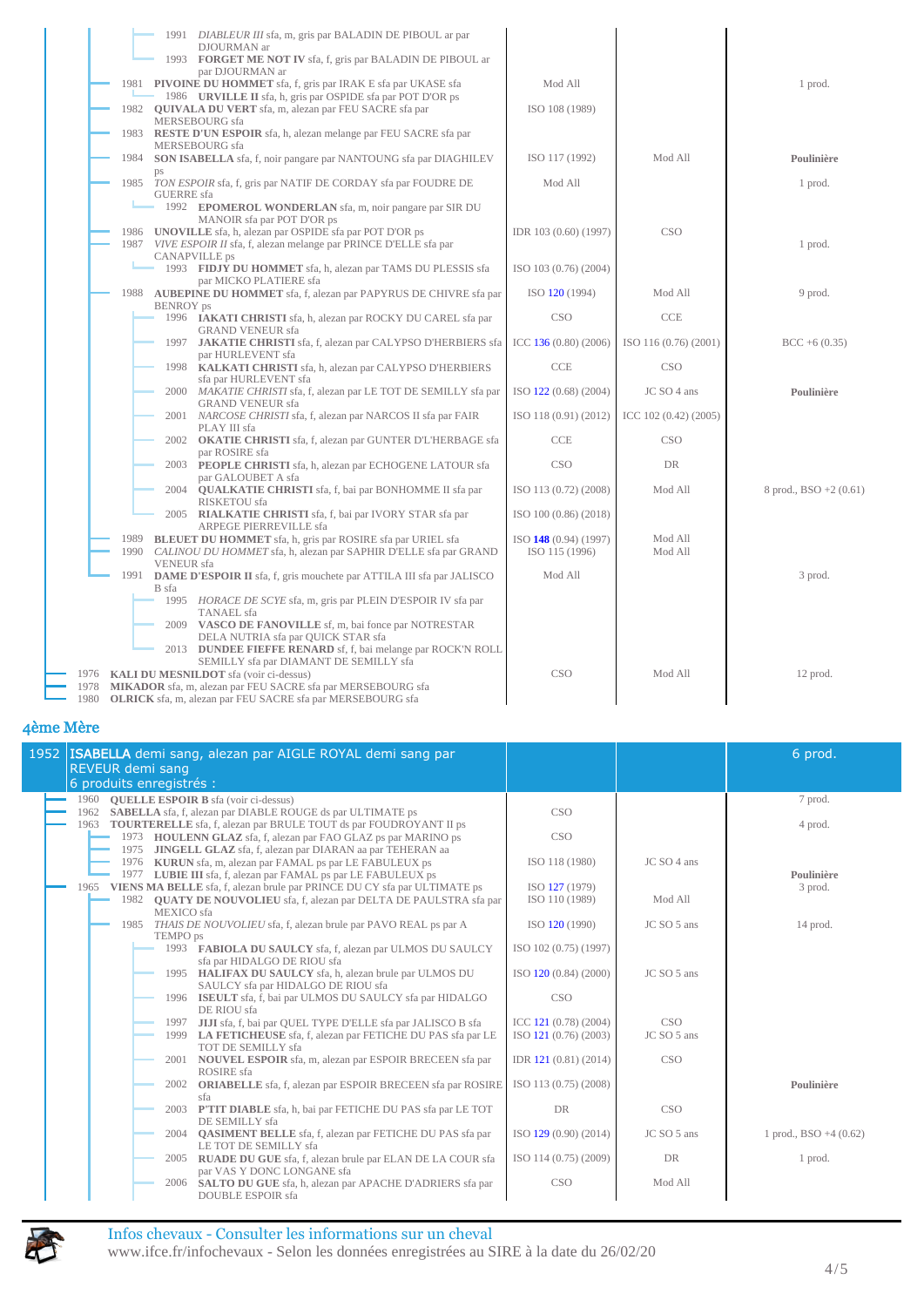| Descendance | Indice | Discipline | Production |
|---|---|---|---|
| 1991 *DIABLEUR III* sfa, m, gris par BALADIN DE PIBOUL ar par DJOURMAN ar | | | |
| 1993 **FORGET ME NOT IV** sfa, f, gris par BALADIN DE PIBOUL ar par DJOURMAN ar | | | |
| 1981 **PIVOINE DU HOMMET** sfa, f, gris par IRAK E sfa par UKASE sfa | Mod All | | 1 prod. |
| 1986 **URVILLE II** sfa, h, gris par OSPIDE sfa par POT D'OR ps | | | |
| 1982 **QUIVALA DU VERT** sfa, m, alezan par FEU SACRE sfa par MERSEBOURG sfa | ISO 108 (1989) | | |
| 1983 **RESTE D'UN ESPOIR** sfa, h, alezan melange par FEU SACRE sfa par MERSEBOURG sfa | | | |
| 1984 **SON ISABELLA** sfa, f, noir pangare par NANTOUNG sfa par DIAGHILEV ps | ISO 117 (1992) | Mod All | **Poulinière** |
| 1985 *TON ESPOIR* sfa, f, gris par NATIF DE CORDAY sfa par FOUDRE DE GUERRE sfa | Mod All | | 1 prod. |
| 1992 **EPOMEROL WONDERLAN** sfa, m, noir pangare par SIR DU MANOIR sfa par POT D'OR ps | | | |
| 1986 **UNOVILLE** sfa, h, alezan par OSPIDE sfa par POT D'OR ps | IDR 103 (0.60) (1997) | CSO | |
| 1987 *VIVE ESPOIR II* sfa, f, alezan melange par PRINCE D'ELLE sfa par CANAPVILLE ps | | | 1 prod. |
| 1993 **FIDJY DU HOMMET** sfa, h, alezan par TAMS DU PLESSIS sfa par MICKO PLATIERE sfa | ISO 103 (0.76) (2004) | | |
| 1988 **AUBEPINE DU HOMMET** sfa, f, alezan par PAPYRUS DE CHIVRE sfa par BENROY ps | ISO 120 (1994) | Mod All | 9 prod. |
| 1996 **IAKATI CHRISTI** sfa, h, alezan par ROCKY DU CAREL sfa par GRAND VENEUR sfa | CSO | CCE | |
| 1997 **JAKATIE CHRISTI** sfa, f, alezan par CALYPSO D'HERBIERS sfa par HURLEVENT sfa | ICC 136 (0.80) (2006) | ISO 116 (0.76) (2001) | BCC +6 (0.35) |
| 1998 **KALKATI CHRISTI** sfa, h, alezan par CALYPSO D'HERBIERS sfa par HURLEVENT sfa | CCE | CSO | |
| 2000 *MAKATIE CHRISTI* sfa, f, alezan par LE TOT DE SEMILLY sfa par GRAND VENEUR sfa | ISO 122 (0.68) (2004) | JC SO 4 ans | **Poulinière** |
| 2001 *NARCOSE CHRISTI* sfa, f, alezan par NARCOS II sfa par FAIR PLAY III sfa | ISO 118 (0.91) (2012) | ICC 102 (0.42) (2005) | |
| 2002 **OKATIE CHRISTI** sfa, f, alezan par GUNTER D'L'HERBAGE sfa par ROSIRE sfa | CCE | CSO | |
| 2003 **PEOPLE CHRISTI** sfa, h, alezan par ECHOGENE LATOUR sfa par GALOUBET A sfa | CSO | DR | |
| 2004 **QUALKATIE CHRISTI** sfa, f, bai par BONHOMME II sfa par RISKETOU sfa | ISO 113 (0.72) (2008) | Mod All | 8 prod., BSO +2 (0.61) |
| 2005 **RIALKATIE CHRISTI** sfa, f, bai par IVORY STAR sfa par ARPEGE PIERREVILLE sfa | ISO 100 (0.86) (2018) | | |
| 1989 **BLEUET DU HOMMET** sfa, h, gris par ROSIRE sfa par URIEL sfa | ISO 148 (0.94) (1997) | Mod All | |
| 1990 *CALINOU DU HOMMET* sfa, h, alezan par SAPHIR D'ELLE sfa par GRAND VENEUR sfa | ISO 115 (1996) | Mod All | |
| 1991 **DAME D'ESPOIR II** sfa, f, gris mouchete par ATTILA III sfa par JALISCO B sfa | Mod All | | 3 prod. |
| 1995 *HORACE DE SCYE* sfa, m, gris par PLEIN D'ESPOIR IV sfa par TANAEL sfa | | | |
| 2009 **VASCO DE FANOVILLE** sf, m, bai fonce par NOTRESTAR DELA NUTRIA sfa par QUICK STAR sfa | | | |
| 2013 **DUNDEE FIEFFE RENARD** sf, f, bai melange par ROCK'N ROLL SEMILLY sfa par DIAMANT DE SEMILLY sfa | | | |
| 1976 **KALI DU MESNILDOT** sfa (voir ci-dessus) | CSO | Mod All | 12 prod. |
| 1978 **MIKADOR** sfa, m, alezan par FEU SACRE sfa par MERSEBOURG sfa | | | |
| 1980 **OLRICK** sfa, m, alezan par FEU SACRE sfa par MERSEBOURG sfa | | | |

## 4ème Mère

| Descendance | Indice | Discipline | Production |
|---|---|---|---|
| 1952 **ISABELLA** demi sang, alezan par AIGLE ROYAL demi sang par REVEUR demi sang — 6 produits enregistrés : | | | 6 prod. |
| 1960 **QUELLE ESPOIR B** sfa (voir ci-dessus) | | | 7 prod. |
| 1962 **SABELLA** sfa, f, alezan par DIABLE ROUGE ds par ULTIMATE ps | CSO | | |
| 1963 **TOURTERELLE** sfa, f, alezan par BRULE TOUT ds par FOUDROYANT II ps | | | 4 prod. |
| 1973 **HOULENN GLAZ** sfa, f, alezan par FAO GLAZ ps par MARINO ps | CSO | | |
| 1975 **JINGELL GLAZ** sfa, f, alezan par DIARAN aa par TEHERAN aa | | | |
| 1976 **KURUN** sfa, m, alezan par FAMAL ps par LE FABULEUX ps | ISO 118 (1980) | JC SO 4 ans | |
| 1977 **LUBIE III** sfa, f, alezan par FAMAL ps par LE FABULEUX ps | | | **Poulinière** |
| 1965 **VIENS MA BELLE** sfa, f, alezan brule par PRINCE DU CY sfa par ULTIMATE ps | ISO 127 (1979) | | 3 prod. |
| 1982 **QUATY DE NOUVOLIEU** sfa, f, alezan par DELTA DE PAULSTRA sfa par MEXICO sfa | ISO 110 (1989) | Mod All | |
| 1985 *THAIS DE NOUVOLIEU* sfa, f, alezan brule par PAVO REAL ps par A TEMPO ps | ISO 120 (1990) | JC SO 5 ans | 14 prod. |
| 1993 **FABIOLA DU SAULCY** sfa, f, alezan par ULMOS DU SAULCY sfa par HIDALGO DE RIOU sfa | ISO 102 (0.75) (1997) | | |
| 1995 **HALIFAX DU SAULCY** sfa, h, alezan brule par ULMOS DU SAULCY sfa par HIDALGO DE RIOU sfa | ISO 120 (0.84) (2000) | JC SO 5 ans | |
| 1996 **ISEULT** sfa, f, bai par ULMOS DU SAULCY sfa par HIDALGO DE RIOU sfa | CSO | | |
| 1997 **JIJI** sfa, f, bai par QUEL TYPE D'ELLE sfa par JALISCO B sfa | ICC 121 (0.78) (2004) | CSO | |
| 1999 **LA FETICHEUSE** sfa, f, alezan par FETICHE DU PAS sfa par LE TOT DE SEMILLY sfa | ISO 121 (0.76) (2003) | JC SO 5 ans | |
| 2001 **NOUVEL ESPOIR** sfa, m, alezan par ESPOIR BRECEEN sfa par ROSIRE sfa | IDR 121 (0.81) (2014) | CSO | |
| 2002 **ORIABELLE** sfa, f, alezan par ESPOIR BRECEEN sfa par ROSIRE sfa | ISO 113 (0.75) (2008) | | **Poulinière** |
| 2003 **P'TIT DIABLE** sfa, h, bai par FETICHE DU PAS sfa par LE TOT DE SEMILLY sfa | DR | CSO | |
| 2004 **QASIMENT BELLE** sfa, f, alezan par FETICHE DU PAS sfa par LE TOT DE SEMILLY sfa | ISO 129 (0.90) (2014) | JC SO 5 ans | 1 prod., BSO +4 (0.62) |
| 2005 **RUADE DU GUE** sfa, f, alezan brule par ELAN DE LA COUR sfa par VAS Y DONC LONGANE sfa | ISO 114 (0.75) (2009) | DR | 1 prod. |
| 2006 **SALTO DU GUE** sfa, h, alezan par APACHE D'ADRIERS sfa par DOUBLE ESPOIR sfa | CSO | Mod All | |

Infos chevaux - Consulter les informations sur un cheval
www.ifce.fr/infochevaux - Selon les données enregistrées au SIRE à la date du 26/02/20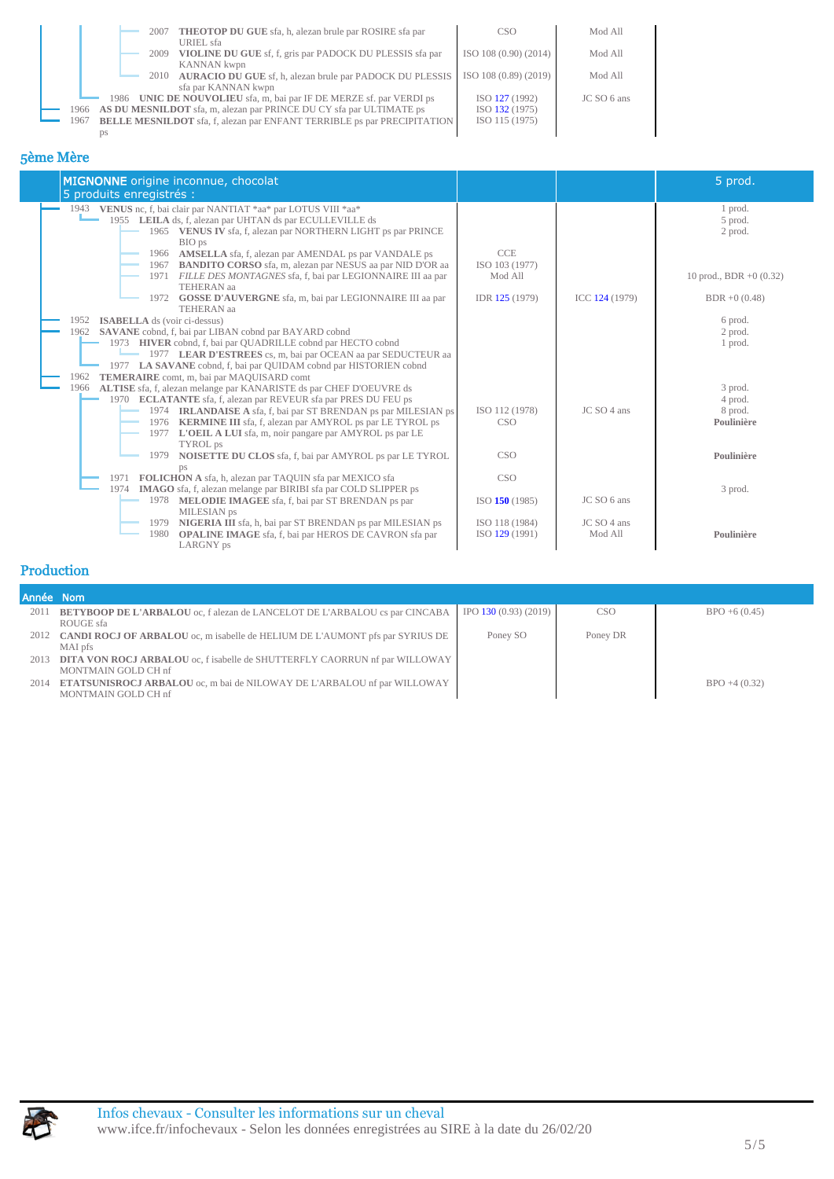| | | | |
|---|---|---|---|
| 2007 **THEOTOP DU GUE** sfa, h, alezan brule par ROSIRE sfa par URIEL sfa | CSO | Mod All | |
| 2009 **VIOLINE DU GUE** sf, f, gris par PADOCK DU PLESSIS sfa par KANNAN kwpn | ISO 108 (0.90) (2014) | Mod All | |
| 2010 **AURACIO DU GUE** sf, h, alezan brule par PADOCK DU PLESSIS sfa par KANNAN kwpn | ISO 108 (0.89) (2019) | Mod All | |
| 1986 **UNIC DE NOUVOLIEU** sfa, m, bai par IF DE MERZE sf. par VERDI ps | ISO 127 (1992) | JC SO 6 ans | |
| 1966 **AS DU MESNILDOT** sfa, m, alezan par PRINCE DU CY sfa par ULTIMATE ps | ISO 132 (1975) | | |
| 1967 **BELLE MESNILDOT** sfa, f, alezan par ENFANT TERRIBLE ps par PRECIPITATION ps | ISO 115 (1975) | | |

## 5ème Mère

| MIGNONNE origine inconnue, chocolat 5 produits enregistrés : | | | 5 prod. |
|---|---|---|---|
| 1943 **VENUS** nc, f, bai clair par NANTIAT *aa* par LOTUS VIII *aa* | | | 1 prod. |
| 1955 **LEILA** ds, f, alezan par UHTAN ds par ECULLEVILLE ds | | | 5 prod. |
| 1965 **VENUS IV** sfa, f, alezan par NORTHERN LIGHT ps par PRINCE BIO ps | | | 2 prod. |
| 1966 **AMSELLA** sfa, f, alezan par AMENDAL ps par VANDALE ps | CCE | | |
| 1967 **BANDITO CORSO** sfa, m, alezan par NESUS aa par NID D'OR aa | ISO 103 (1977) | | |
| 1971 *FILLE DES MONTAGNES* sfa, f, bai par LEGIONNAIRE III aa par TEHERAN aa | Mod All | | 10 prod., BDR +0 (0.32) |
| 1972 **GOSSE D'AUVERGNE** sfa, m, bai par LEGIONNAIRE III aa par TEHERAN aa | IDR 125 (1979) | ICC 124 (1979) | BDR +0 (0.48) |
| 1952 **ISABELLA** ds (voir ci-dessus) | | | 6 prod. |
| 1962 **SAVANE** cobnd, f, bai par LIBAN cobnd par BAYARD cobnd | | | 2 prod. |
| 1973 **HIVER** cobnd, f, bai par QUADRILLE cobnd par HECTO cobnd | | | 1 prod. |
| 1977 **LEAR D'ESTREES** cs, m, bai par OCEAN aa par SEDUCTEUR aa | | | |
| 1977 **LA SAVANE** cobnd, f, bai par QUIDAM cobnd par HISTORIEN cobnd | | | |
| 1962 **TEMERAIRE** comt, m, bai par MAQUISARD comt | | | |
| 1966 **ALTISE** sfa, f, alezan melange par KANARISTE ds par CHEF D'OEUVRE ds | | | 3 prod. |
| 1970 **ECLATANTE** sfa, f, alezan par REVEUR sfa par PRES DU FEU ps | | | 4 prod. |
| 1974 **IRLANDAISE A** sfa, f, bai par ST BRENDAN ps par MILESIAN ps | ISO 112 (1978) | JC SO 4 ans | 8 prod. |
| 1976 **KERMINE III** sfa, f, alezan par AMYROL ps par LE TYROL ps | CSO | | **Poulinière** |
| 1977 **L'OEIL A LUI** sfa, m, noir pangare par AMYROL ps par LE TYROL ps | | | |
| 1979 **NOISETTE DU CLOS** sfa, f, bai par AMYROL ps par LE TYROL ps | CSO | | **Poulinière** |
| 1971 **FOLICHON A** sfa, h, alezan par TAQUIN sfa par MEXICO sfa | CSO | | |
| 1974 **IMAGO** sfa, f, alezan melange par BIRIBI sfa par COLD SLIPPER ps | | | 3 prod. |
| 1978 **MELODIE IMAGEE** sfa, f, bai par ST BRENDAN ps par MILESIAN ps | ISO **150** (1985) | JC SO 6 ans | |
| 1979 **NIGERIA III** sfa, h, bai par ST BRENDAN ps par MILESIAN ps | ISO 118 (1984) | JC SO 4 ans | |
| 1980 **OPALINE IMAGE** sfa, f, bai par HEROS DE CAVRON sfa par LARGNY ps | ISO 129 (1991) | Mod All | **Poulinière** |

## Production

| Année | Nom | | | |
|---|---|---|---|---|
| 2011 | **BETYBOOP DE L'ARBALOU** oc, f alezan de LANCELOT DE L'ARBALOU cs par CINCABA ROUGE sfa | IPO 130 (0.93) (2019) | CSO | BPO +6 (0.45) |
| 2012 | **CANDI ROCJ OF ARBALOU** oc, m isabelle de HELIUM DE L'AUMONT pfs par SYRIUS DE MAI pfs | Poney SO | Poney DR | |
| 2013 | **DITA VON ROCJ ARBALOU** oc, f isabelle de SHUTTERFLY CAORRUN nf par WILLOWAY MONTMAIN GOLD CH nf | | | |
| 2014 | **ETATSUNISROCJ ARBALOU** oc, m bai de NILOWAY DE L'ARBALOU nf par WILLOWAY MONTMAIN GOLD CH nf | | | BPO +4 (0.32) |

Infos chevaux - Consulter les informations sur un cheval
www.ifce.fr/infochevaux - Selon les données enregistrées au SIRE à la date du 26/02/20